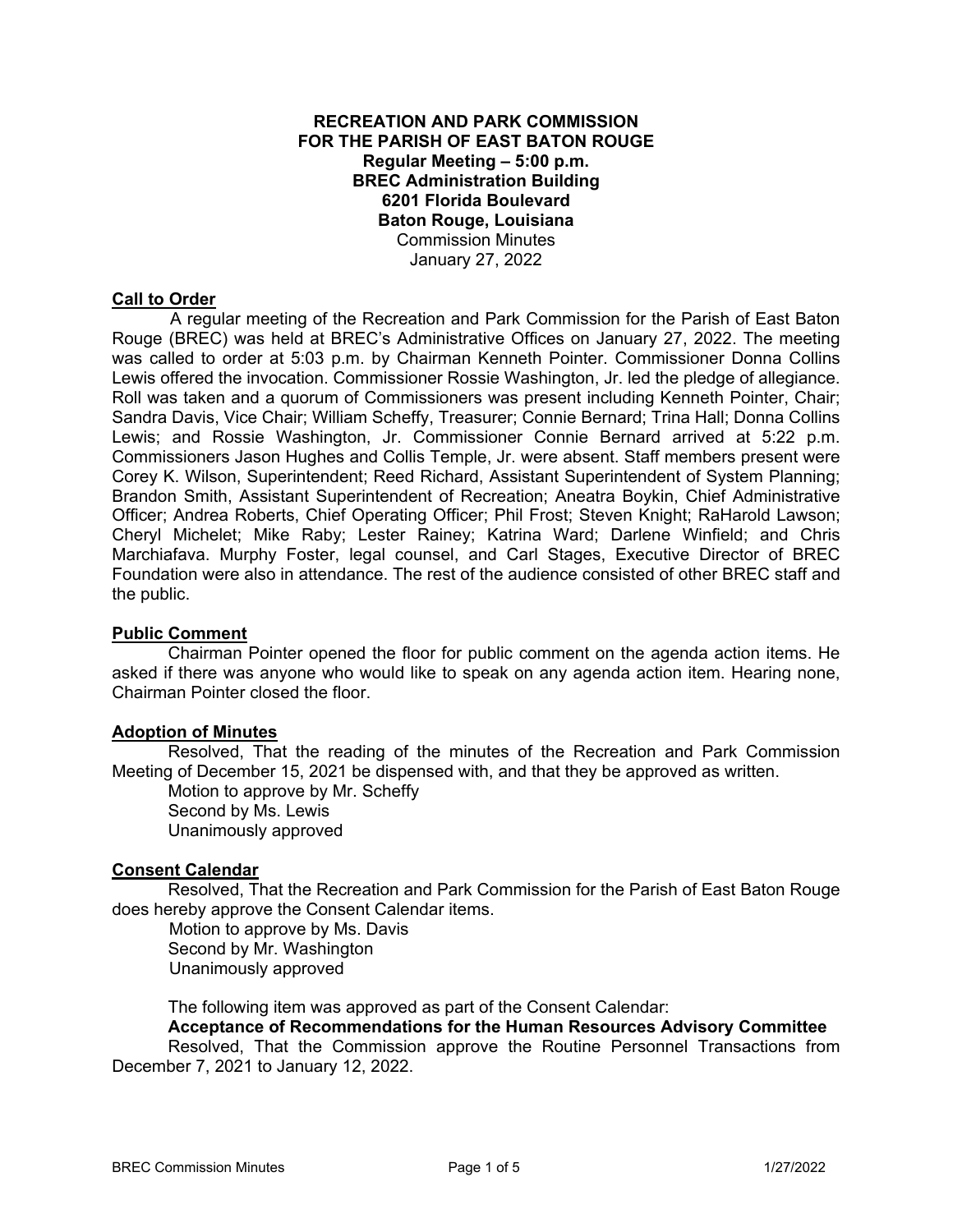**RECREATION AND PARK COMMISSION**
**FOR THE PARISH OF EAST BATON ROUGE**
**Regular Meeting – 5:00 p.m.**
**BREC Administration Building**
**6201 Florida Boulevard**
**Baton Rouge, Louisiana**
Commission Minutes
January 27, 2022

## Call to Order

A regular meeting of the Recreation and Park Commission for the Parish of East Baton Rouge (BREC) was held at BREC's Administrative Offices on January 27, 2022. The meeting was called to order at 5:03 p.m. by Chairman Kenneth Pointer. Commissioner Donna Collins Lewis offered the invocation. Commissioner Rossie Washington, Jr. led the pledge of allegiance. Roll was taken and a quorum of Commissioners was present including Kenneth Pointer, Chair; Sandra Davis, Vice Chair; William Scheffy, Treasurer; Connie Bernard; Trina Hall; Donna Collins Lewis; and Rossie Washington, Jr. Commissioner Connie Bernard arrived at 5:22 p.m. Commissioners Jason Hughes and Collis Temple, Jr. were absent. Staff members present were Corey K. Wilson, Superintendent; Reed Richard, Assistant Superintendent of System Planning; Brandon Smith, Assistant Superintendent of Recreation; Aneatra Boykin, Chief Administrative Officer; Andrea Roberts, Chief Operating Officer; Phil Frost; Steven Knight; RaHarold Lawson; Cheryl Michelet; Mike Raby; Lester Rainey; Katrina Ward; Darlene Winfield; and Chris Marchiafava. Murphy Foster, legal counsel, and Carl Stages, Executive Director of BREC Foundation were also in attendance. The rest of the audience consisted of other BREC staff and the public.

## Public Comment

Chairman Pointer opened the floor for public comment on the agenda action items. He asked if there was anyone who would like to speak on any agenda action item. Hearing none, Chairman Pointer closed the floor.

## Adoption of Minutes

Resolved, That the reading of the minutes of the Recreation and Park Commission Meeting of December 15, 2021 be dispensed with, and that they be approved as written.

Motion to approve by Mr. Scheffy
Second by Ms. Lewis
Unanimously approved

## Consent Calendar

Resolved, That the Recreation and Park Commission for the Parish of East Baton Rouge does hereby approve the Consent Calendar items.

Motion to approve by Ms. Davis
Second by Mr. Washington
Unanimously approved

The following item was approved as part of the Consent Calendar:

**Acceptance of Recommendations for the Human Resources Advisory Committee**

Resolved, That the Commission approve the Routine Personnel Transactions from December 7, 2021 to January 12, 2022.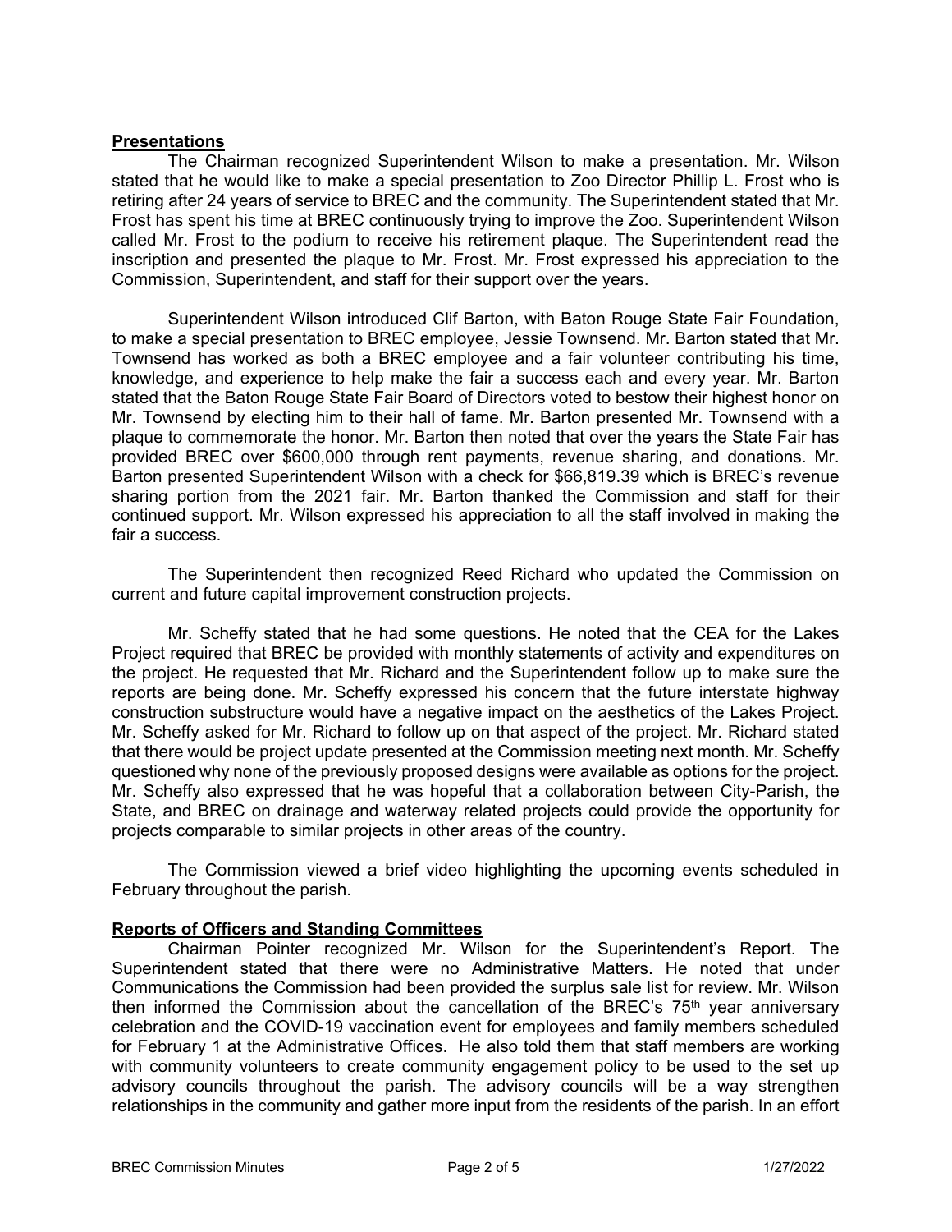## Presentations

The Chairman recognized Superintendent Wilson to make a presentation. Mr. Wilson stated that he would like to make a special presentation to Zoo Director Phillip L. Frost who is retiring after 24 years of service to BREC and the community. The Superintendent stated that Mr. Frost has spent his time at BREC continuously trying to improve the Zoo. Superintendent Wilson called Mr. Frost to the podium to receive his retirement plaque. The Superintendent read the inscription and presented the plaque to Mr. Frost. Mr. Frost expressed his appreciation to the Commission, Superintendent, and staff for their support over the years.

Superintendent Wilson introduced Clif Barton, with Baton Rouge State Fair Foundation, to make a special presentation to BREC employee, Jessie Townsend. Mr. Barton stated that Mr. Townsend has worked as both a BREC employee and a fair volunteer contributing his time, knowledge, and experience to help make the fair a success each and every year. Mr. Barton stated that the Baton Rouge State Fair Board of Directors voted to bestow their highest honor on Mr. Townsend by electing him to their hall of fame. Mr. Barton presented Mr. Townsend with a plaque to commemorate the honor. Mr. Barton then noted that over the years the State Fair has provided BREC over $600,000 through rent payments, revenue sharing, and donations. Mr. Barton presented Superintendent Wilson with a check for $66,819.39 which is BREC's revenue sharing portion from the 2021 fair. Mr. Barton thanked the Commission and staff for their continued support. Mr. Wilson expressed his appreciation to all the staff involved in making the fair a success.

The Superintendent then recognized Reed Richard who updated the Commission on current and future capital improvement construction projects.

Mr. Scheffy stated that he had some questions. He noted that the CEA for the Lakes Project required that BREC be provided with monthly statements of activity and expenditures on the project. He requested that Mr. Richard and the Superintendent follow up to make sure the reports are being done. Mr. Scheffy expressed his concern that the future interstate highway construction substructure would have a negative impact on the aesthetics of the Lakes Project. Mr. Scheffy asked for Mr. Richard to follow up on that aspect of the project. Mr. Richard stated that there would be project update presented at the Commission meeting next month. Mr. Scheffy questioned why none of the previously proposed designs were available as options for the project. Mr. Scheffy also expressed that he was hopeful that a collaboration between City-Parish, the State, and BREC on drainage and waterway related projects could provide the opportunity for projects comparable to similar projects in other areas of the country.

The Commission viewed a brief video highlighting the upcoming events scheduled in February throughout the parish.

## Reports of Officers and Standing Committees

Chairman Pointer recognized Mr. Wilson for the Superintendent's Report. The Superintendent stated that there were no Administrative Matters. He noted that under Communications the Commission had been provided the surplus sale list for review. Mr. Wilson then informed the Commission about the cancellation of the BREC's 75th year anniversary celebration and the COVID-19 vaccination event for employees and family members scheduled for February 1 at the Administrative Offices. He also told them that staff members are working with community volunteers to create community engagement policy to be used to the set up advisory councils throughout the parish. The advisory councils will be a way strengthen relationships in the community and gather more input from the residents of the parish. In an effort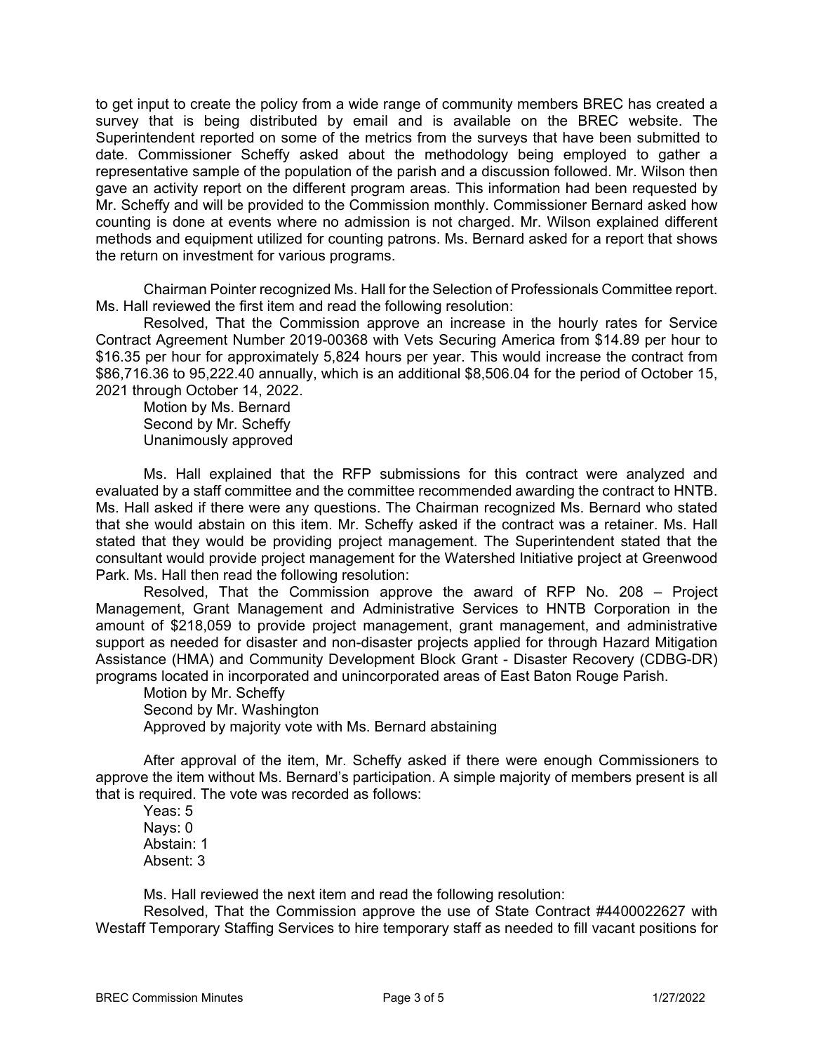to get input to create the policy from a wide range of community members BREC has created a survey that is being distributed by email and is available on the BREC website. The Superintendent reported on some of the metrics from the surveys that have been submitted to date. Commissioner Scheffy asked about the methodology being employed to gather a representative sample of the population of the parish and a discussion followed. Mr. Wilson then gave an activity report on the different program areas. This information had been requested by Mr. Scheffy and will be provided to the Commission monthly. Commissioner Bernard asked how counting is done at events where no admission is not charged. Mr. Wilson explained different methods and equipment utilized for counting patrons. Ms. Bernard asked for a report that shows the return on investment for various programs.

Chairman Pointer recognized Ms. Hall for the Selection of Professionals Committee report. Ms. Hall reviewed the first item and read the following resolution:

Resolved, That the Commission approve an increase in the hourly rates for Service Contract Agreement Number 2019-00368 with Vets Securing America from $14.89 per hour to $16.35 per hour for approximately 5,824 hours per year. This would increase the contract from $86,716.36 to 95,222.40 annually, which is an additional $8,506.04 for the period of October 15, 2021 through October 14, 2022.

Motion by Ms. Bernard
Second by Mr. Scheffy
Unanimously approved

Ms. Hall explained that the RFP submissions for this contract were analyzed and evaluated by a staff committee and the committee recommended awarding the contract to HNTB. Ms. Hall asked if there were any questions. The Chairman recognized Ms. Bernard who stated that she would abstain on this item. Mr. Scheffy asked if the contract was a retainer. Ms. Hall stated that they would be providing project management. The Superintendent stated that the consultant would provide project management for the Watershed Initiative project at Greenwood Park. Ms. Hall then read the following resolution:

Resolved, That the Commission approve the award of RFP No. 208 – Project Management, Grant Management and Administrative Services to HNTB Corporation in the amount of $218,059 to provide project management, grant management, and administrative support as needed for disaster and non-disaster projects applied for through Hazard Mitigation Assistance (HMA) and Community Development Block Grant - Disaster Recovery (CDBG-DR) programs located in incorporated and unincorporated areas of East Baton Rouge Parish.

Motion by Mr. Scheffy
Second by Mr. Washington
Approved by majority vote with Ms. Bernard abstaining

After approval of the item, Mr. Scheffy asked if there were enough Commissioners to approve the item without Ms. Bernard's participation. A simple majority of members present is all that is required. The vote was recorded as follows:

Yeas: 5
Nays: 0
Abstain: 1
Absent: 3

Ms. Hall reviewed the next item and read the following resolution:

Resolved, That the Commission approve the use of State Contract #4400022627 with Westaff Temporary Staffing Services to hire temporary staff as needed to fill vacant positions for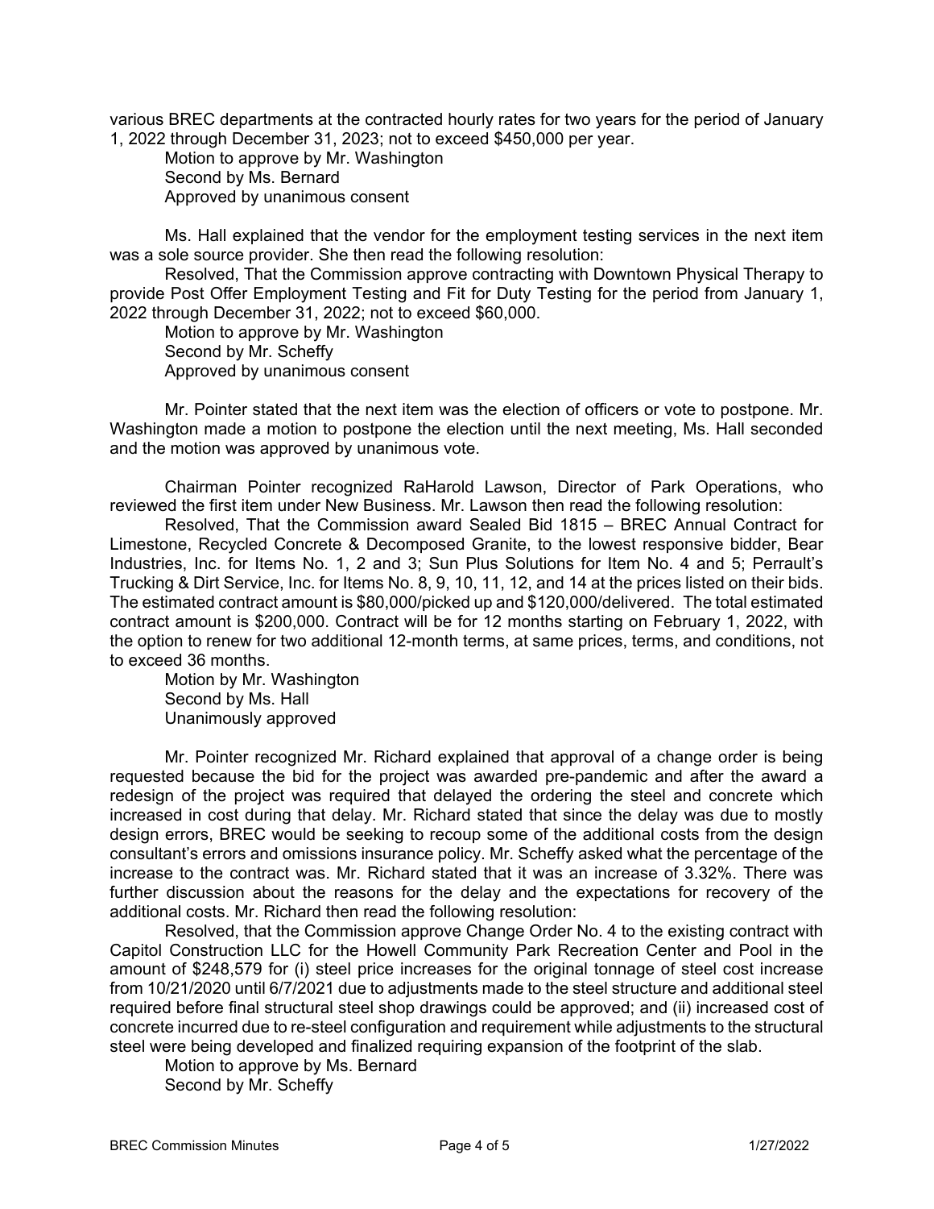various BREC departments at the contracted hourly rates for two years for the period of January 1, 2022 through December 31, 2023; not to exceed $450,000 per year.

Motion to approve by Mr. Washington
Second by Ms. Bernard
Approved by unanimous consent

Ms. Hall explained that the vendor for the employment testing services in the next item was a sole source provider. She then read the following resolution:

Resolved, That the Commission approve contracting with Downtown Physical Therapy to provide Post Offer Employment Testing and Fit for Duty Testing for the period from January 1, 2022 through December 31, 2022; not to exceed $60,000.

Motion to approve by Mr. Washington
Second by Mr. Scheffy
Approved by unanimous consent

Mr. Pointer stated that the next item was the election of officers or vote to postpone. Mr. Washington made a motion to postpone the election until the next meeting, Ms. Hall seconded and the motion was approved by unanimous vote.

Chairman Pointer recognized RaHarold Lawson, Director of Park Operations, who reviewed the first item under New Business. Mr. Lawson then read the following resolution:

Resolved, That the Commission award Sealed Bid 1815 – BREC Annual Contract for Limestone, Recycled Concrete & Decomposed Granite, to the lowest responsive bidder, Bear Industries, Inc. for Items No. 1, 2 and 3; Sun Plus Solutions for Item No. 4 and 5; Perrault's Trucking & Dirt Service, Inc. for Items No. 8, 9, 10, 11, 12, and 14 at the prices listed on their bids. The estimated contract amount is $80,000/picked up and $120,000/delivered. The total estimated contract amount is $200,000. Contract will be for 12 months starting on February 1, 2022, with the option to renew for two additional 12-month terms, at same prices, terms, and conditions, not to exceed 36 months.

Motion by Mr. Washington
Second by Ms. Hall
Unanimously approved

Mr. Pointer recognized Mr. Richard explained that approval of a change order is being requested because the bid for the project was awarded pre-pandemic and after the award a redesign of the project was required that delayed the ordering the steel and concrete which increased in cost during that delay. Mr. Richard stated that since the delay was due to mostly design errors, BREC would be seeking to recoup some of the additional costs from the design consultant's errors and omissions insurance policy. Mr. Scheffy asked what the percentage of the increase to the contract was. Mr. Richard stated that it was an increase of 3.32%. There was further discussion about the reasons for the delay and the expectations for recovery of the additional costs. Mr. Richard then read the following resolution:

Resolved, that the Commission approve Change Order No. 4 to the existing contract with Capitol Construction LLC for the Howell Community Park Recreation Center and Pool in the amount of $248,579 for (i) steel price increases for the original tonnage of steel cost increase from 10/21/2020 until 6/7/2021 due to adjustments made to the steel structure and additional steel required before final structural steel shop drawings could be approved; and (ii) increased cost of concrete incurred due to re-steel configuration and requirement while adjustments to the structural steel were being developed and finalized requiring expansion of the footprint of the slab.

Motion to approve by Ms. Bernard
Second by Mr. Scheffy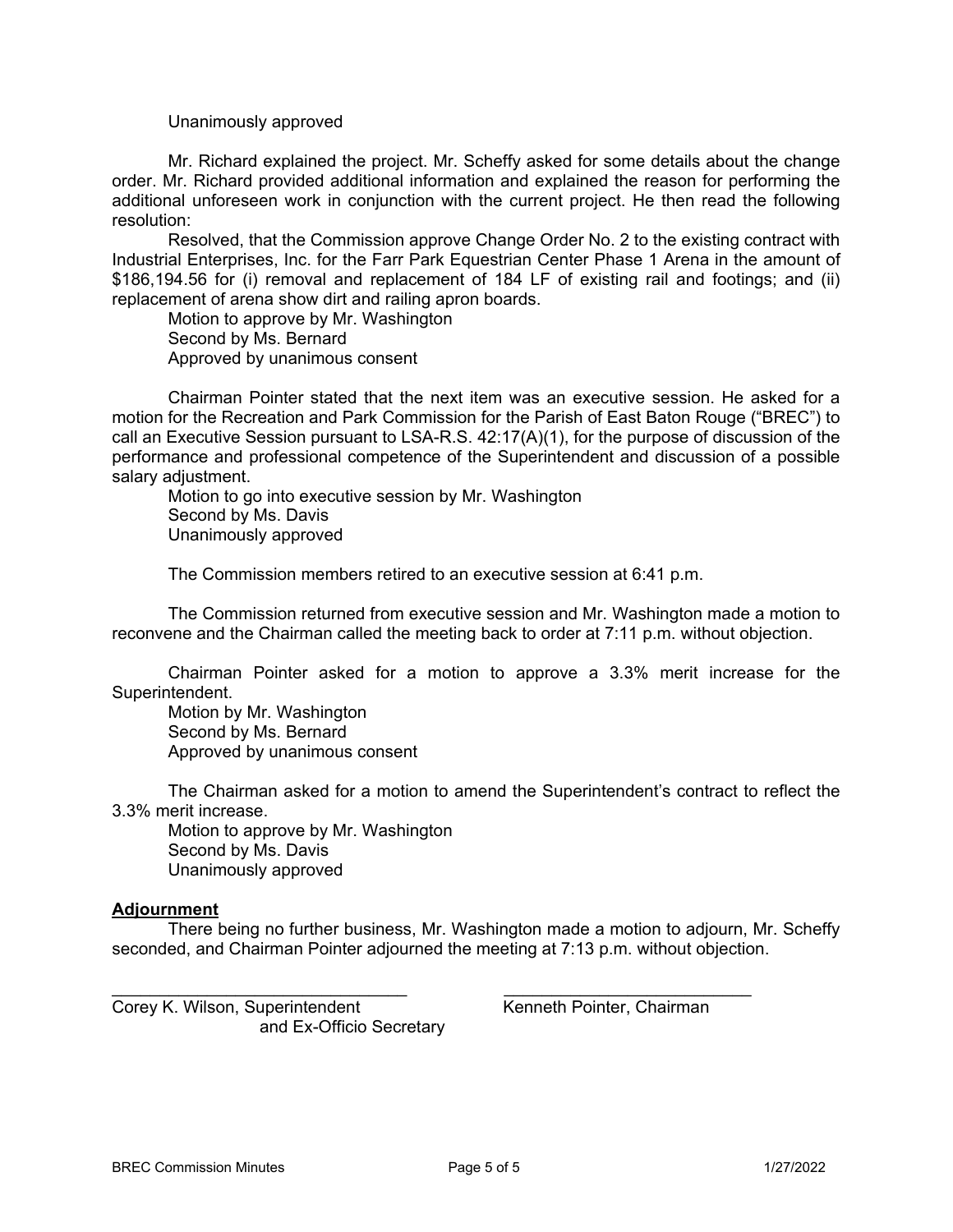Unanimously approved

Mr. Richard explained the project. Mr. Scheffy asked for some details about the change order. Mr. Richard provided additional information and explained the reason for performing the additional unforeseen work in conjunction with the current project. He then read the following resolution:

Resolved, that the Commission approve Change Order No. 2 to the existing contract with Industrial Enterprises, Inc. for the Farr Park Equestrian Center Phase 1 Arena in the amount of $186,194.56 for (i) removal and replacement of 184 LF of existing rail and footings; and (ii) replacement of arena show dirt and railing apron boards.

Motion to approve by Mr. Washington
Second by Ms. Bernard
Approved by unanimous consent

Chairman Pointer stated that the next item was an executive session. He asked for a motion for the Recreation and Park Commission for the Parish of East Baton Rouge ("BREC") to call an Executive Session pursuant to LSA-R.S. 42:17(A)(1), for the purpose of discussion of the performance and professional competence of the Superintendent and discussion of a possible salary adjustment.

Motion to go into executive session by Mr. Washington
Second by Ms. Davis
Unanimously approved

The Commission members retired to an executive session at 6:41 p.m.

The Commission returned from executive session and Mr. Washington made a motion to reconvene and the Chairman called the meeting back to order at 7:11 p.m. without objection.

Chairman Pointer asked for a motion to approve a 3.3% merit increase for the Superintendent.

Motion by Mr. Washington
Second by Ms. Bernard
Approved by unanimous consent

The Chairman asked for a motion to amend the Superintendent's contract to reflect the 3.3% merit increase.

Motion to approve by Mr. Washington
Second by Ms. Davis
Unanimously approved

**Adjournment**

There being no further business, Mr. Washington made a motion to adjourn, Mr. Scheffy seconded, and Chairman Pointer adjourned the meeting at 7:13 p.m. without objection.

_______________________________ _______________________________

Corey K. Wilson, Superintendent and Ex-Officio Secretary

Kenneth Pointer, Chairman